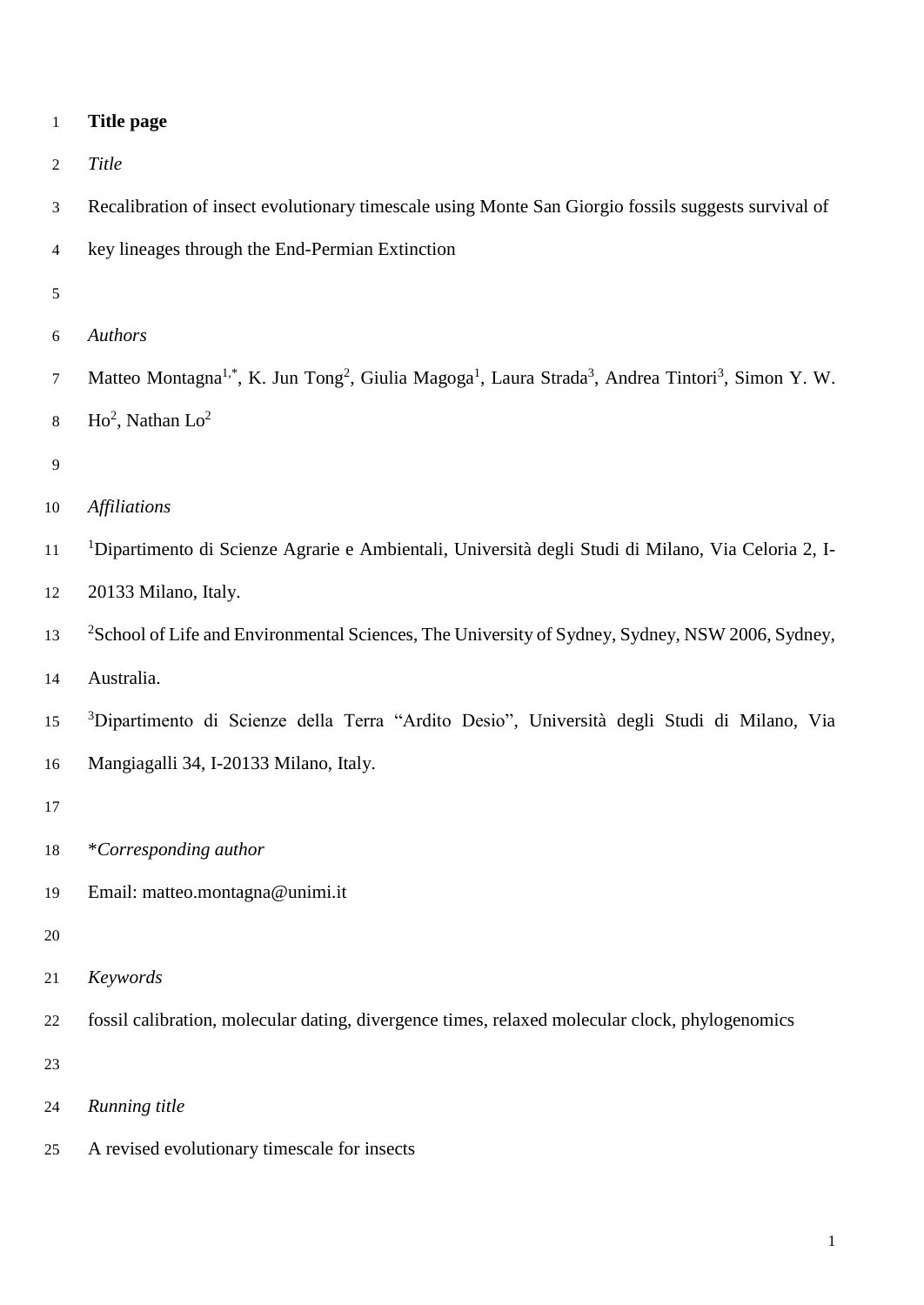# Title page

*Title*

Recalibration of insect evolutionary timescale using Monte San Giorgio fossils suggests survival of key lineages through the End-Permian Extinction

*Authors*

Matteo Montagna[1,*], K. Jun Tong[2], Giulia Magoga[1], Laura Strada[3], Andrea Tintori[3], Simon Y. W. Ho[2], Nathan Lo[2]

*Affiliations*

[1]Dipartimento di Scienze Agrarie e Ambientali, Università degli Studi di Milano, Via Celoria 2, I-20133 Milano, Italy.

[2]School of Life and Environmental Sciences, The University of Sydney, Sydney, NSW 2006, Sydney, Australia.

[3]Dipartimento di Scienze della Terra "Ardito Desio", Università degli Studi di Milano, Via Mangiagalli 34, I-20133 Milano, Italy.

**Corresponding author*

Email: matteo.montagna@unimi.it

*Keywords*

fossil calibration, molecular dating, divergence times, relaxed molecular clock, phylogenomics

*Running title*

A revised evolutionary timescale for insects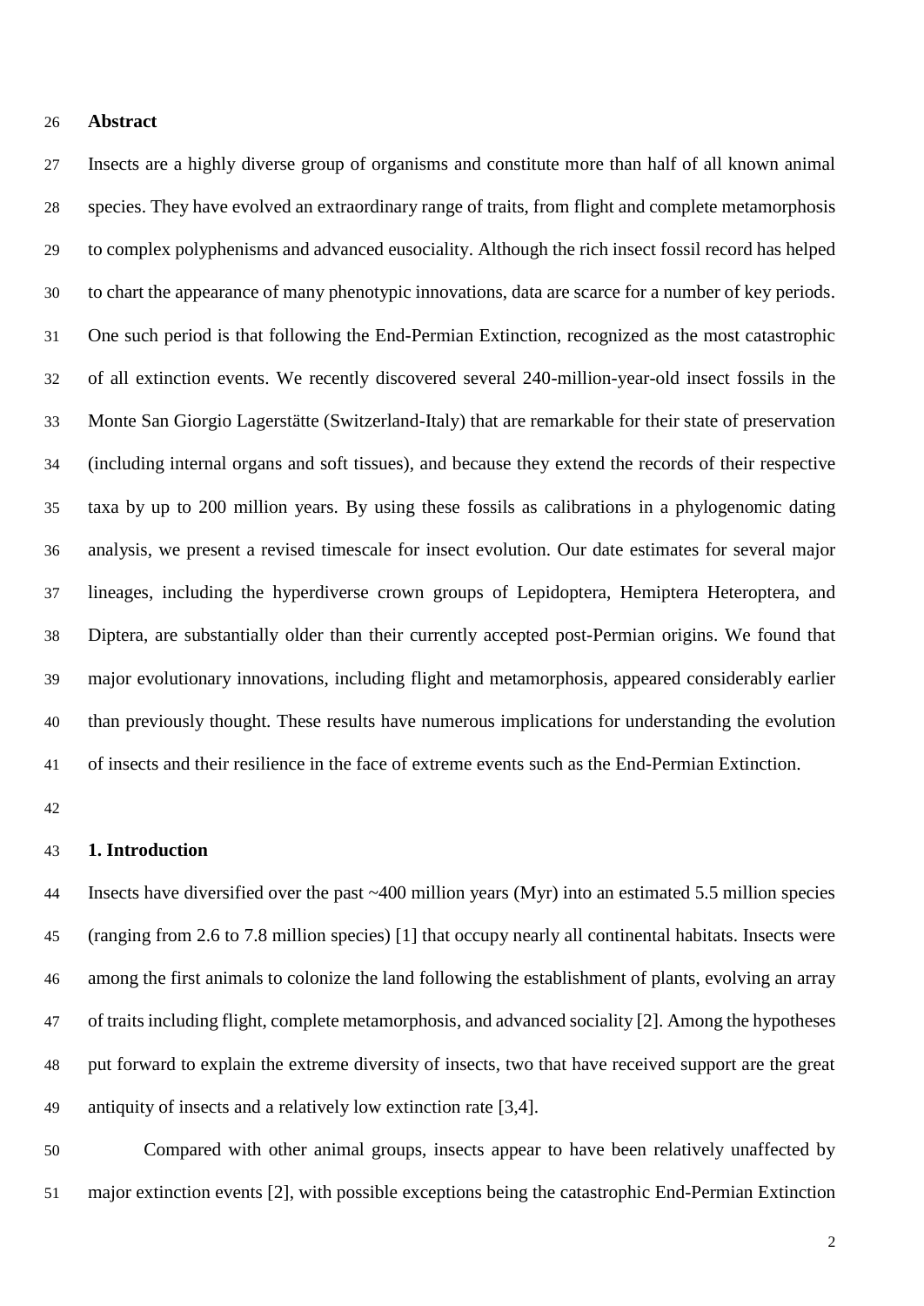## Abstract

Insects are a highly diverse group of organisms and constitute more than half of all known animal species. They have evolved an extraordinary range of traits, from flight and complete metamorphosis to complex polyphenisms and advanced eusociality. Although the rich insect fossil record has helped to chart the appearance of many phenotypic innovations, data are scarce for a number of key periods. One such period is that following the End-Permian Extinction, recognized as the most catastrophic of all extinction events. We recently discovered several 240-million-year-old insect fossils in the Monte San Giorgio Lagerstätte (Switzerland-Italy) that are remarkable for their state of preservation (including internal organs and soft tissues), and because they extend the records of their respective taxa by up to 200 million years. By using these fossils as calibrations in a phylogenomic dating analysis, we present a revised timescale for insect evolution. Our date estimates for several major lineages, including the hyperdiverse crown groups of Lepidoptera, Hemiptera Heteroptera, and Diptera, are substantially older than their currently accepted post-Permian origins. We found that major evolutionary innovations, including flight and metamorphosis, appeared considerably earlier than previously thought. These results have numerous implications for understanding the evolution of insects and their resilience in the face of extreme events such as the End-Permian Extinction.

## 1. Introduction

Insects have diversified over the past ~400 million years (Myr) into an estimated 5.5 million species (ranging from 2.6 to 7.8 million species) [1] that occupy nearly all continental habitats. Insects were among the first animals to colonize the land following the establishment of plants, evolving an array of traits including flight, complete metamorphosis, and advanced sociality [2]. Among the hypotheses put forward to explain the extreme diversity of insects, two that have received support are the great antiquity of insects and a relatively low extinction rate [3,4].

Compared with other animal groups, insects appear to have been relatively unaffected by major extinction events [2], with possible exceptions being the catastrophic End-Permian Extinction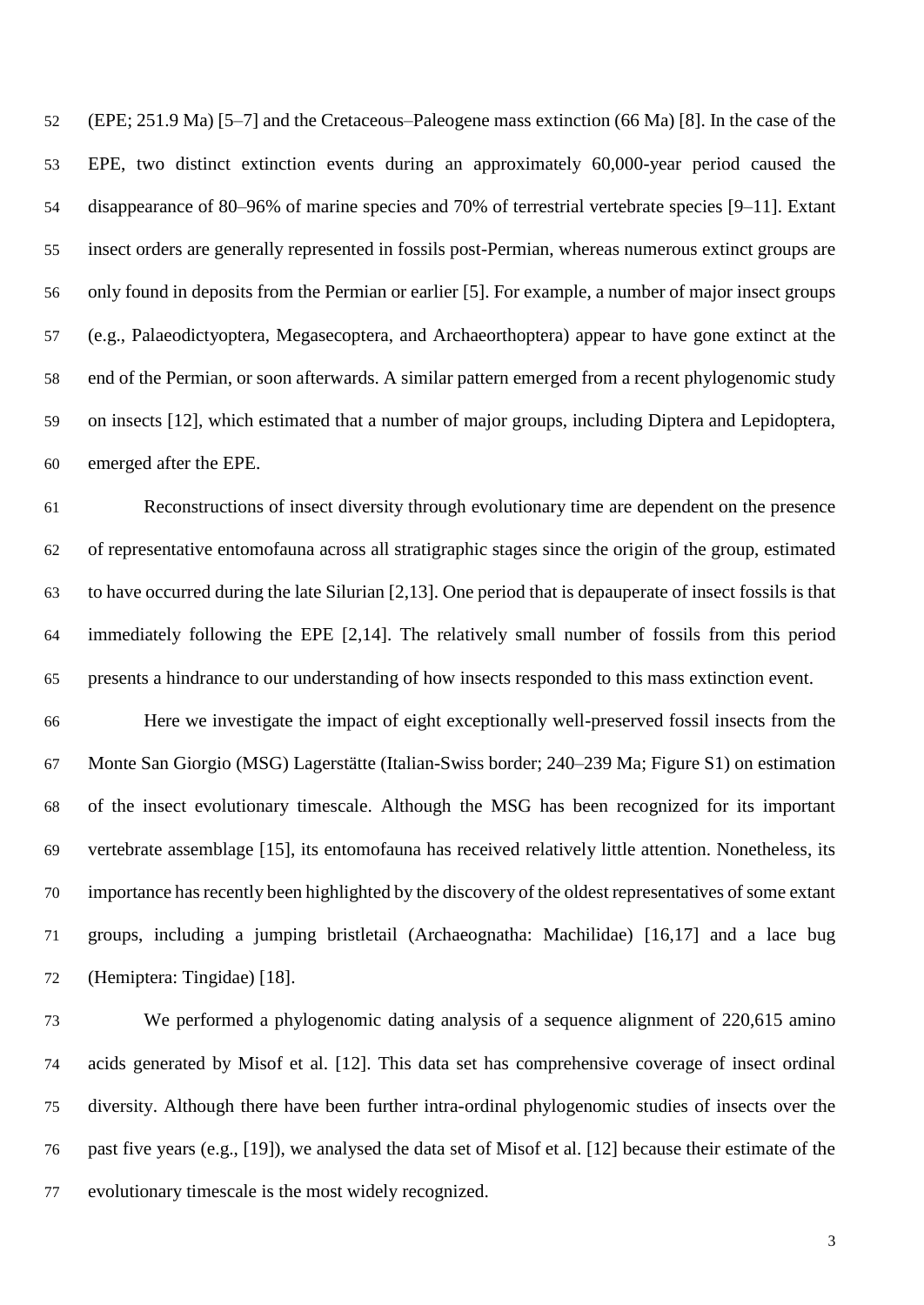(EPE; 251.9 Ma) [5–7] and the Cretaceous–Paleogene mass extinction (66 Ma) [8]. In the case of the EPE, two distinct extinction events during an approximately 60,000-year period caused the disappearance of 80–96% of marine species and 70% of terrestrial vertebrate species [9–11]. Extant insect orders are generally represented in fossils post-Permian, whereas numerous extinct groups are only found in deposits from the Permian or earlier [5]. For example, a number of major insect groups (e.g., Palaeodictyoptera, Megasecoptera, and Archaeorthoptera) appear to have gone extinct at the end of the Permian, or soon afterwards. A similar pattern emerged from a recent phylogenomic study on insects [12], which estimated that a number of major groups, including Diptera and Lepidoptera, emerged after the EPE.

Reconstructions of insect diversity through evolutionary time are dependent on the presence of representative entomofauna across all stratigraphic stages since the origin of the group, estimated to have occurred during the late Silurian [2,13]. One period that is depauperate of insect fossils is that immediately following the EPE [2,14]. The relatively small number of fossils from this period presents a hindrance to our understanding of how insects responded to this mass extinction event.

Here we investigate the impact of eight exceptionally well-preserved fossil insects from the Monte San Giorgio (MSG) Lagerstätte (Italian-Swiss border; 240–239 Ma; Figure S1) on estimation of the insect evolutionary timescale. Although the MSG has been recognized for its important vertebrate assemblage [15], its entomofauna has received relatively little attention. Nonetheless, its importance has recently been highlighted by the discovery of the oldest representatives of some extant groups, including a jumping bristletail (Archaeognatha: Machilidae) [16,17] and a lace bug (Hemiptera: Tingidae) [18].

We performed a phylogenomic dating analysis of a sequence alignment of 220,615 amino acids generated by Misof et al. [12]. This data set has comprehensive coverage of insect ordinal diversity. Although there have been further intra-ordinal phylogenomic studies of insects over the past five years (e.g., [19]), we analysed the data set of Misof et al. [12] because their estimate of the evolutionary timescale is the most widely recognized.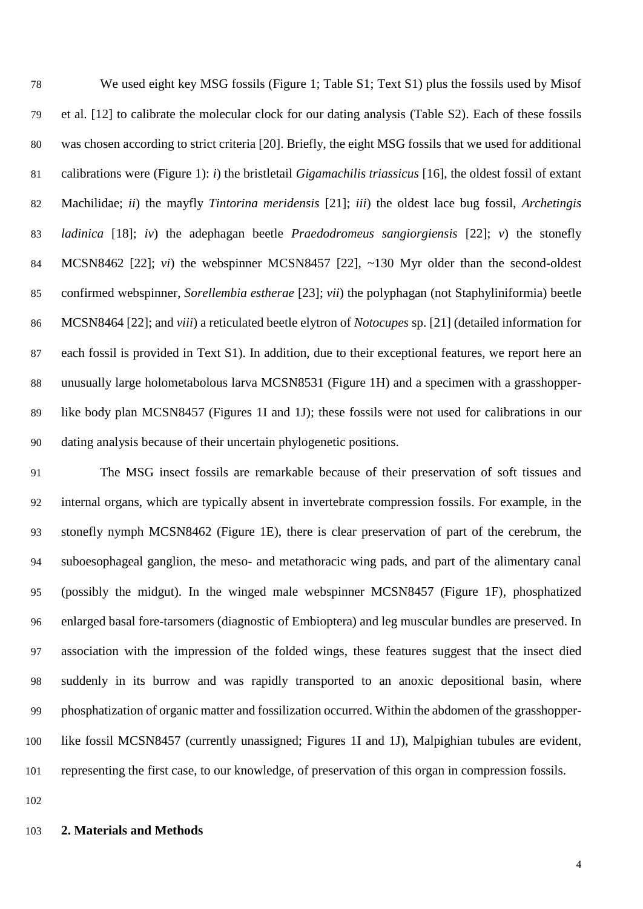We used eight key MSG fossils (Figure 1; Table S1; Text S1) plus the fossils used by Misof et al. [12] to calibrate the molecular clock for our dating analysis (Table S2). Each of these fossils was chosen according to strict criteria [20]. Briefly, the eight MSG fossils that we used for additional calibrations were (Figure 1): *i*) the bristletail *Gigamachilis triassicus* [16], the oldest fossil of extant Machilidae; *ii*) the mayfly *Tintorina meridensis* [21]; *iii*) the oldest lace bug fossil, *Archetingis ladinica* [18]; *iv*) the adephagan beetle *Praedodromeus sangiorgiensis* [22]; *v*) the stonefly MCSN8462 [22]; *vi*) the webspinner MCSN8457 [22], ~130 Myr older than the second-oldest confirmed webspinner, *Sorellembia estherae* [23]; *vii*) the polyphagan (not Staphyliniformia) beetle MCSN8464 [22]; and *viii*) a reticulated beetle elytron of *Notocupes* sp. [21] (detailed information for each fossil is provided in Text S1). In addition, due to their exceptional features, we report here an unusually large holometabolous larva MCSN8531 (Figure 1H) and a specimen with a grasshopper-like body plan MCSN8457 (Figures 1I and 1J); these fossils were not used for calibrations in our dating analysis because of their uncertain phylogenetic positions.

The MSG insect fossils are remarkable because of their preservation of soft tissues and internal organs, which are typically absent in invertebrate compression fossils. For example, in the stonefly nymph MCSN8462 (Figure 1E), there is clear preservation of part of the cerebrum, the suboesophageal ganglion, the meso- and metathoracic wing pads, and part of the alimentary canal (possibly the midgut). In the winged male webspinner MCSN8457 (Figure 1F), phosphatized enlarged basal fore-tarsomers (diagnostic of Embioptera) and leg muscular bundles are preserved. In association with the impression of the folded wings, these features suggest that the insect died suddenly in its burrow and was rapidly transported to an anoxic depositional basin, where phosphatization of organic matter and fossilization occurred. Within the abdomen of the grasshopper-like fossil MCSN8457 (currently unassigned; Figures 1I and 1J), Malpighian tubules are evident, representing the first case, to our knowledge, of preservation of this organ in compression fossils.

## 2. Materials and Methods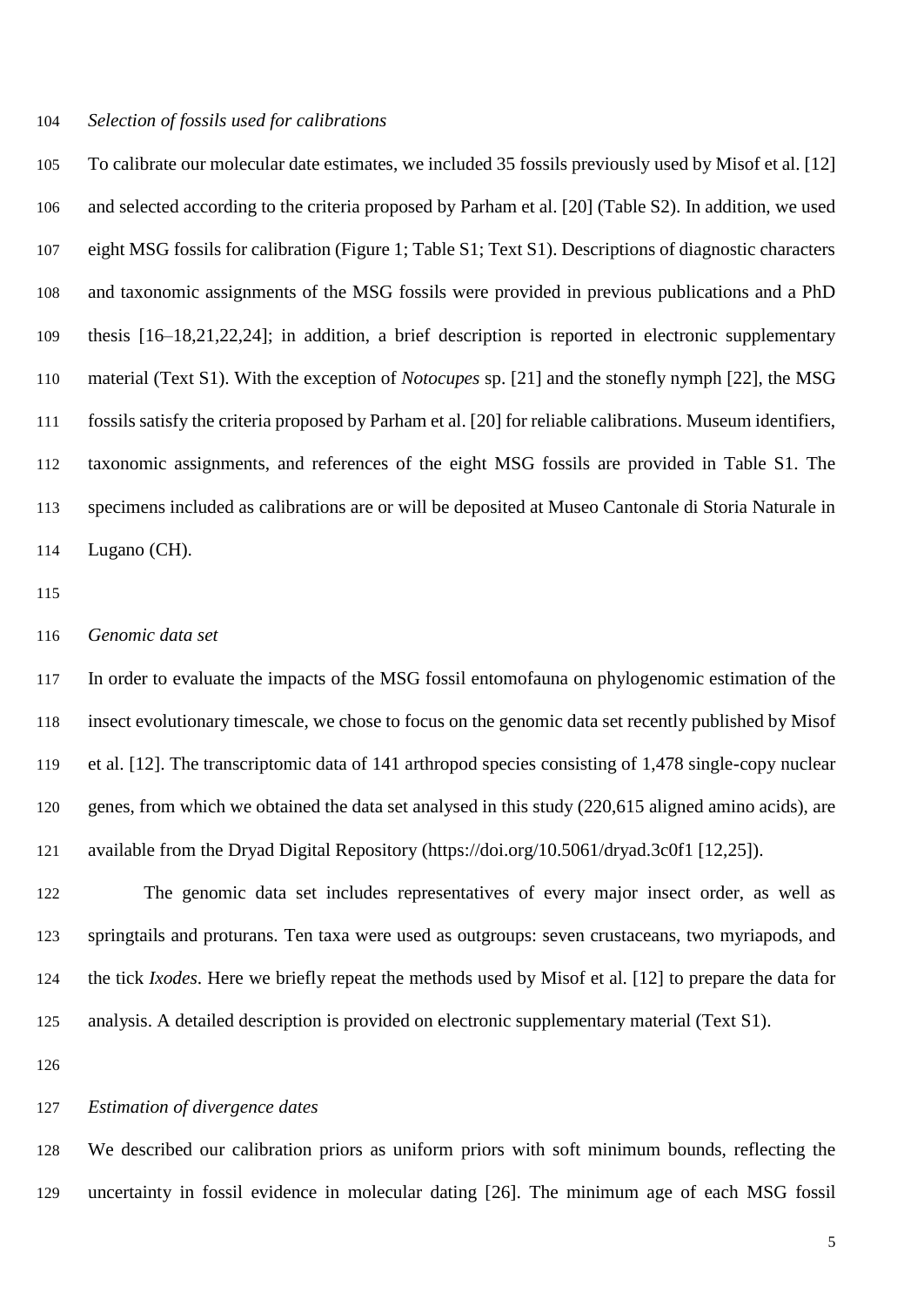*Selection of fossils used for calibrations*

To calibrate our molecular date estimates, we included 35 fossils previously used by Misof et al. [12] and selected according to the criteria proposed by Parham et al. [20] (Table S2). In addition, we used eight MSG fossils for calibration (Figure 1; Table S1; Text S1). Descriptions of diagnostic characters and taxonomic assignments of the MSG fossils were provided in previous publications and a PhD thesis [16–18,21,22,24]; in addition, a brief description is reported in electronic supplementary material (Text S1). With the exception of *Notocupes* sp. [21] and the stonefly nymph [22], the MSG fossils satisfy the criteria proposed by Parham et al. [20] for reliable calibrations. Museum identifiers, taxonomic assignments, and references of the eight MSG fossils are provided in Table S1. The specimens included as calibrations are or will be deposited at Museo Cantonale di Storia Naturale in Lugano (CH).

*Genomic data set*

In order to evaluate the impacts of the MSG fossil entomofauna on phylogenomic estimation of the insect evolutionary timescale, we chose to focus on the genomic data set recently published by Misof et al. [12]. The transcriptomic data of 141 arthropod species consisting of 1,478 single-copy nuclear genes, from which we obtained the data set analysed in this study (220,615 aligned amino acids), are available from the Dryad Digital Repository (https://doi.org/10.5061/dryad.3c0f1 [12,25]).

The genomic data set includes representatives of every major insect order, as well as springtails and proturans. Ten taxa were used as outgroups: seven crustaceans, two myriapods, and the tick *Ixodes*. Here we briefly repeat the methods used by Misof et al. [12] to prepare the data for analysis. A detailed description is provided on electronic supplementary material (Text S1).

*Estimation of divergence dates*

We described our calibration priors as uniform priors with soft minimum bounds, reflecting the uncertainty in fossil evidence in molecular dating [26]. The minimum age of each MSG fossil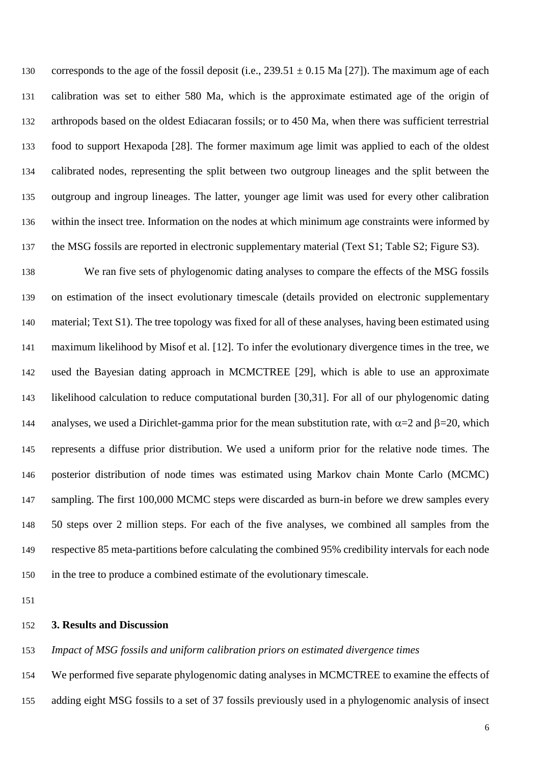corresponds to the age of the fossil deposit (i.e., 239.51 ± 0.15 Ma [27]). The maximum age of each calibration was set to either 580 Ma, which is the approximate estimated age of the origin of arthropods based on the oldest Ediacaran fossils; or to 450 Ma, when there was sufficient terrestrial food to support Hexapoda [28]. The former maximum age limit was applied to each of the oldest calibrated nodes, representing the split between two outgroup lineages and the split between the outgroup and ingroup lineages. The latter, younger age limit was used for every other calibration within the insect tree. Information on the nodes at which minimum age constraints were informed by the MSG fossils are reported in electronic supplementary material (Text S1; Table S2; Figure S3).

We ran five sets of phylogenomic dating analyses to compare the effects of the MSG fossils on estimation of the insect evolutionary timescale (details provided on electronic supplementary material; Text S1). The tree topology was fixed for all of these analyses, having been estimated using maximum likelihood by Misof et al. [12]. To infer the evolutionary divergence times in the tree, we used the Bayesian dating approach in MCMCTREE [29], which is able to use an approximate likelihood calculation to reduce computational burden [30,31]. For all of our phylogenomic dating analyses, we used a Dirichlet-gamma prior for the mean substitution rate, with $\alpha$=2 and $\beta$=20, which represents a diffuse prior distribution. We used a uniform prior for the relative node times. The posterior distribution of node times was estimated using Markov chain Monte Carlo (MCMC) sampling. The first 100,000 MCMC steps were discarded as burn-in before we drew samples every 50 steps over 2 million steps. For each of the five analyses, we combined all samples from the respective 85 meta-partitions before calculating the combined 95% credibility intervals for each node in the tree to produce a combined estimate of the evolutionary timescale.

## 3. Results and Discussion

*Impact of MSG fossils and uniform calibration priors on estimated divergence times*

We performed five separate phylogenomic dating analyses in MCMCTREE to examine the effects of adding eight MSG fossils to a set of 37 fossils previously used in a phylogenomic analysis of insect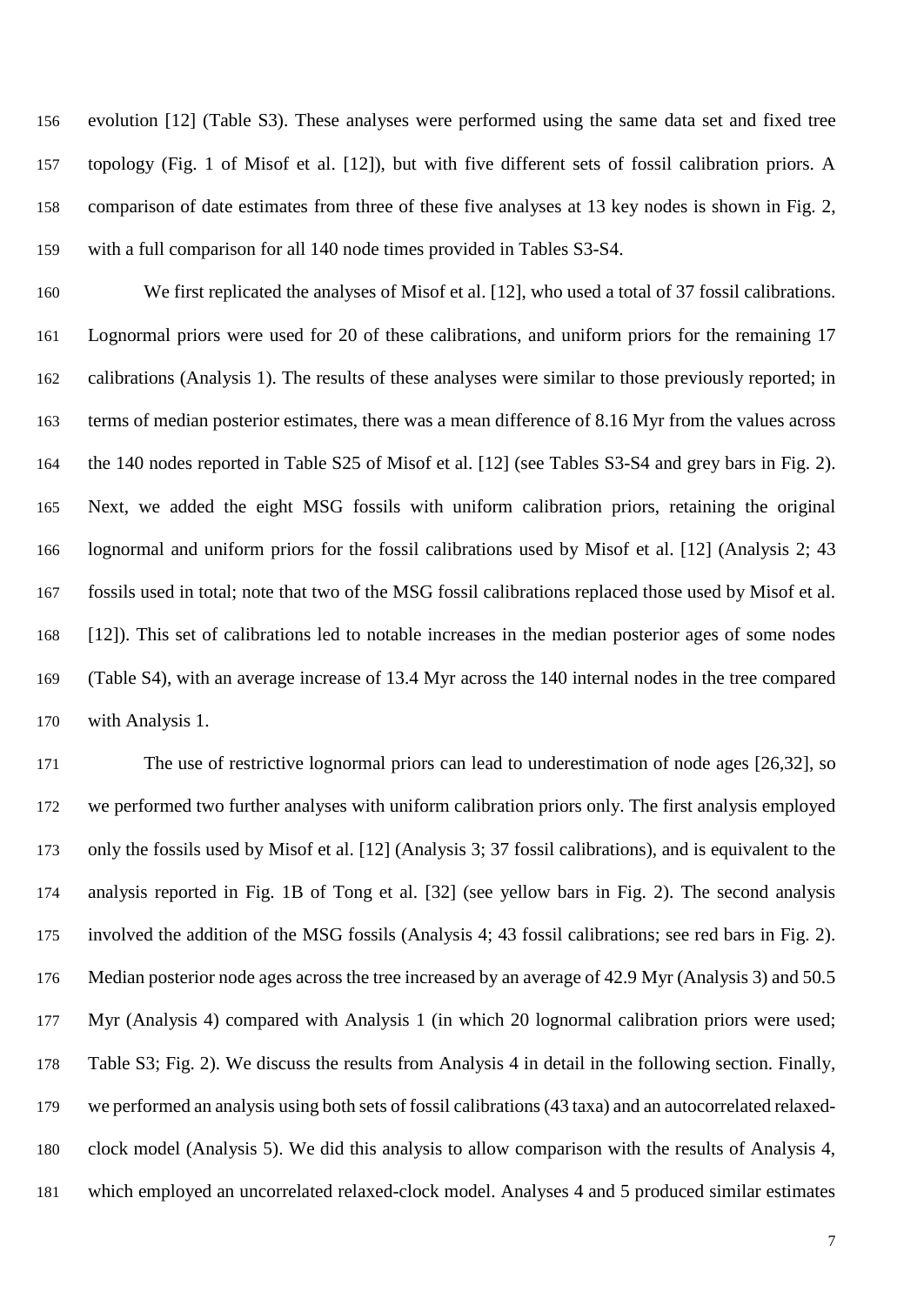evolution [12] (Table S3). These analyses were performed using the same data set and fixed tree topology (Fig. 1 of Misof et al. [12]), but with five different sets of fossil calibration priors. A comparison of date estimates from three of these five analyses at 13 key nodes is shown in Fig. 2, with a full comparison for all 140 node times provided in Tables S3-S4.

We first replicated the analyses of Misof et al. [12], who used a total of 37 fossil calibrations. Lognormal priors were used for 20 of these calibrations, and uniform priors for the remaining 17 calibrations (Analysis 1). The results of these analyses were similar to those previously reported; in terms of median posterior estimates, there was a mean difference of 8.16 Myr from the values across the 140 nodes reported in Table S25 of Misof et al. [12] (see Tables S3-S4 and grey bars in Fig. 2). Next, we added the eight MSG fossils with uniform calibration priors, retaining the original lognormal and uniform priors for the fossil calibrations used by Misof et al. [12] (Analysis 2; 43 fossils used in total; note that two of the MSG fossil calibrations replaced those used by Misof et al. [12]). This set of calibrations led to notable increases in the median posterior ages of some nodes (Table S4), with an average increase of 13.4 Myr across the 140 internal nodes in the tree compared with Analysis 1.

The use of restrictive lognormal priors can lead to underestimation of node ages [26,32], so we performed two further analyses with uniform calibration priors only. The first analysis employed only the fossils used by Misof et al. [12] (Analysis 3; 37 fossil calibrations), and is equivalent to the analysis reported in Fig. 1B of Tong et al. [32] (see yellow bars in Fig. 2). The second analysis involved the addition of the MSG fossils (Analysis 4; 43 fossil calibrations; see red bars in Fig. 2). Median posterior node ages across the tree increased by an average of 42.9 Myr (Analysis 3) and 50.5 Myr (Analysis 4) compared with Analysis 1 (in which 20 lognormal calibration priors were used; Table S3; Fig. 2). We discuss the results from Analysis 4 in detail in the following section. Finally, we performed an analysis using both sets of fossil calibrations (43 taxa) and an autocorrelated relaxed-clock model (Analysis 5). We did this analysis to allow comparison with the results of Analysis 4, which employed an uncorrelated relaxed-clock model. Analyses 4 and 5 produced similar estimates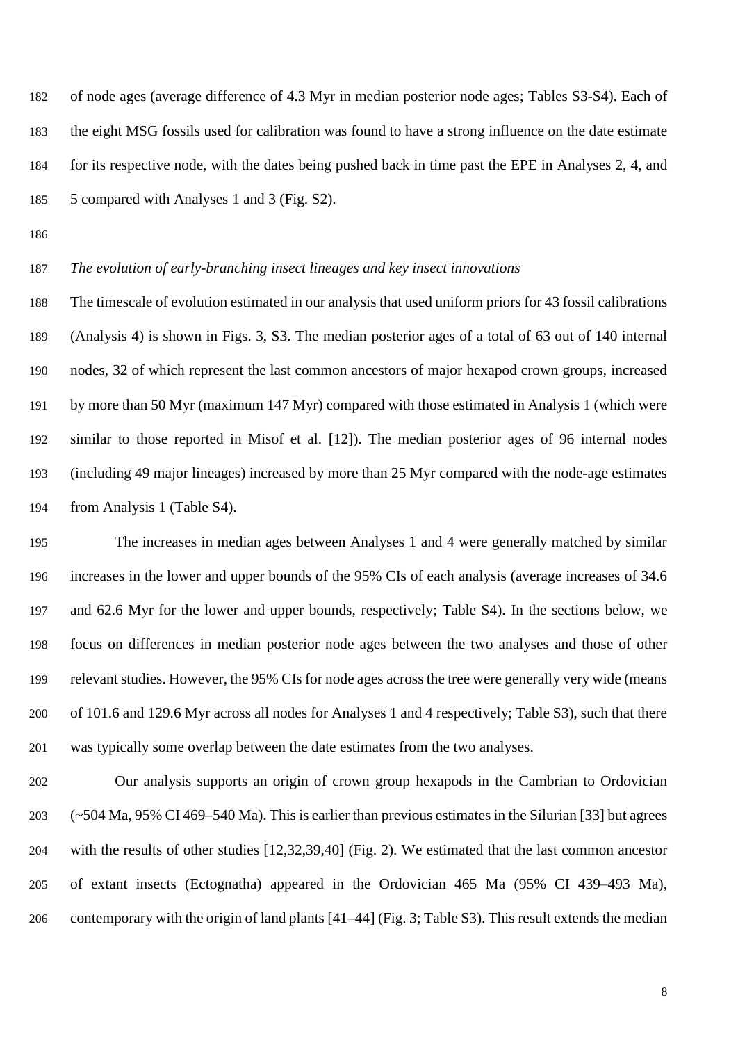of node ages (average difference of 4.3 Myr in median posterior node ages; Tables S3-S4). Each of the eight MSG fossils used for calibration was found to have a strong influence on the date estimate for its respective node, with the dates being pushed back in time past the EPE in Analyses 2, 4, and 5 compared with Analyses 1 and 3 (Fig. S2).

*The evolution of early-branching insect lineages and key insect innovations*

The timescale of evolution estimated in our analysis that used uniform priors for 43 fossil calibrations (Analysis 4) is shown in Figs. 3, S3. The median posterior ages of a total of 63 out of 140 internal nodes, 32 of which represent the last common ancestors of major hexapod crown groups, increased by more than 50 Myr (maximum 147 Myr) compared with those estimated in Analysis 1 (which were similar to those reported in Misof et al. [12]). The median posterior ages of 96 internal nodes (including 49 major lineages) increased by more than 25 Myr compared with the node-age estimates from Analysis 1 (Table S4).

The increases in median ages between Analyses 1 and 4 were generally matched by similar increases in the lower and upper bounds of the 95% CIs of each analysis (average increases of 34.6 and 62.6 Myr for the lower and upper bounds, respectively; Table S4). In the sections below, we focus on differences in median posterior node ages between the two analyses and those of other relevant studies. However, the 95% CIs for node ages across the tree were generally very wide (means of 101.6 and 129.6 Myr across all nodes for Analyses 1 and 4 respectively; Table S3), such that there was typically some overlap between the date estimates from the two analyses.

Our analysis supports an origin of crown group hexapods in the Cambrian to Ordovician (~504 Ma, 95% CI 469–540 Ma). This is earlier than previous estimates in the Silurian [33] but agrees with the results of other studies [12,32,39,40] (Fig. 2). We estimated that the last common ancestor of extant insects (Ectognatha) appeared in the Ordovician 465 Ma (95% CI 439–493 Ma), contemporary with the origin of land plants [41–44] (Fig. 3; Table S3). This result extends the median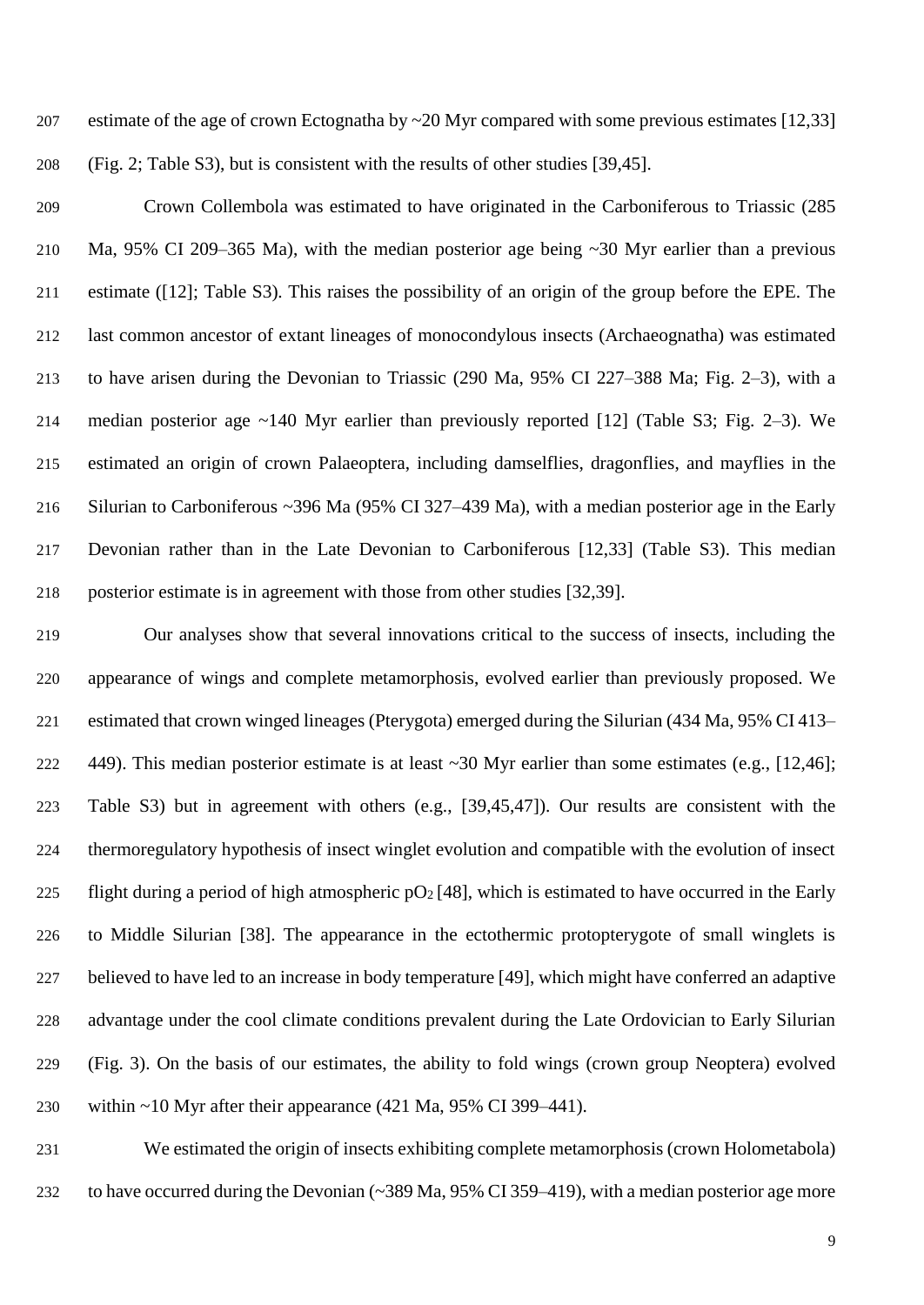estimate of the age of crown Ectognatha by ~20 Myr compared with some previous estimates [12,33] (Fig. 2; Table S3), but is consistent with the results of other studies [39,45].

Crown Collembola was estimated to have originated in the Carboniferous to Triassic (285 Ma, 95% CI 209–365 Ma), with the median posterior age being ~30 Myr earlier than a previous estimate ([12]; Table S3). This raises the possibility of an origin of the group before the EPE. The last common ancestor of extant lineages of monocondylous insects (Archaeognatha) was estimated to have arisen during the Devonian to Triassic (290 Ma, 95% CI 227–388 Ma; Fig. 2–3), with a median posterior age ~140 Myr earlier than previously reported [12] (Table S3; Fig. 2–3). We estimated an origin of crown Palaeoptera, including damselflies, dragonflies, and mayflies in the Silurian to Carboniferous ~396 Ma (95% CI 327–439 Ma), with a median posterior age in the Early Devonian rather than in the Late Devonian to Carboniferous [12,33] (Table S3). This median posterior estimate is in agreement with those from other studies [32,39].

Our analyses show that several innovations critical to the success of insects, including the appearance of wings and complete metamorphosis, evolved earlier than previously proposed. We estimated that crown winged lineages (Pterygota) emerged during the Silurian (434 Ma, 95% CI 413–449). This median posterior estimate is at least ~30 Myr earlier than some estimates (e.g., [12,46]; Table S3) but in agreement with others (e.g., [39,45,47]). Our results are consistent with the thermoregulatory hypothesis of insect winglet evolution and compatible with the evolution of insect flight during a period of high atmospheric $pO_2$ [48], which is estimated to have occurred in the Early to Middle Silurian [38]. The appearance in the ectothermic protopterygote of small winglets is believed to have led to an increase in body temperature [49], which might have conferred an adaptive advantage under the cool climate conditions prevalent during the Late Ordovician to Early Silurian (Fig. 3). On the basis of our estimates, the ability to fold wings (crown group Neoptera) evolved within ~10 Myr after their appearance (421 Ma, 95% CI 399–441).

We estimated the origin of insects exhibiting complete metamorphosis (crown Holometabola) to have occurred during the Devonian (~389 Ma, 95% CI 359–419), with a median posterior age more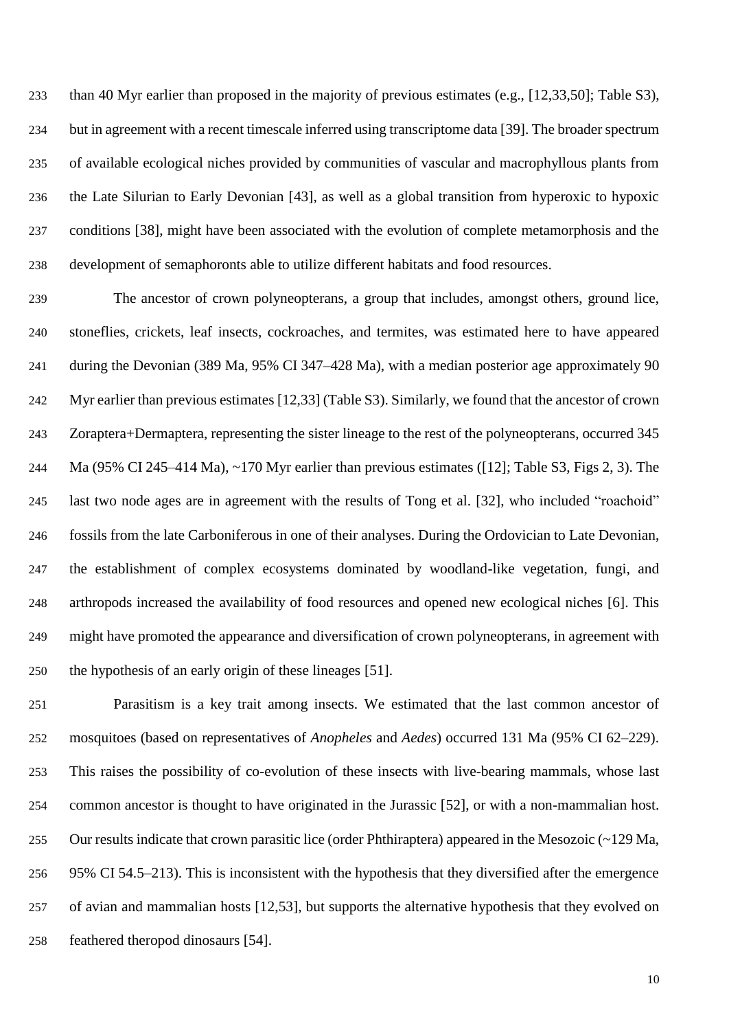than 40 Myr earlier than proposed in the majority of previous estimates (e.g., [12,33,50]; Table S3), but in agreement with a recent timescale inferred using transcriptome data [39]. The broader spectrum of available ecological niches provided by communities of vascular and macrophyllous plants from the Late Silurian to Early Devonian [43], as well as a global transition from hyperoxic to hypoxic conditions [38], might have been associated with the evolution of complete metamorphosis and the development of semaphoronts able to utilize different habitats and food resources.

The ancestor of crown polyneopterans, a group that includes, amongst others, ground lice, stoneflies, crickets, leaf insects, cockroaches, and termites, was estimated here to have appeared during the Devonian (389 Ma, 95% CI 347–428 Ma), with a median posterior age approximately 90 Myr earlier than previous estimates [12,33] (Table S3). Similarly, we found that the ancestor of crown Zoraptera+Dermaptera, representing the sister lineage to the rest of the polyneopterans, occurred 345 Ma (95% CI 245–414 Ma), ~170 Myr earlier than previous estimates ([12]; Table S3, Figs 2, 3). The last two node ages are in agreement with the results of Tong et al. [32], who included "roachoid" fossils from the late Carboniferous in one of their analyses. During the Ordovician to Late Devonian, the establishment of complex ecosystems dominated by woodland-like vegetation, fungi, and arthropods increased the availability of food resources and opened new ecological niches [6]. This might have promoted the appearance and diversification of crown polyneopterans, in agreement with the hypothesis of an early origin of these lineages [51].

Parasitism is a key trait among insects. We estimated that the last common ancestor of mosquitoes (based on representatives of *Anopheles* and *Aedes*) occurred 131 Ma (95% CI 62–229). This raises the possibility of co-evolution of these insects with live-bearing mammals, whose last common ancestor is thought to have originated in the Jurassic [52], or with a non-mammalian host. Our results indicate that crown parasitic lice (order Phthiraptera) appeared in the Mesozoic (~129 Ma, 95% CI 54.5–213). This is inconsistent with the hypothesis that they diversified after the emergence of avian and mammalian hosts [12,53], but supports the alternative hypothesis that they evolved on feathered theropod dinosaurs [54].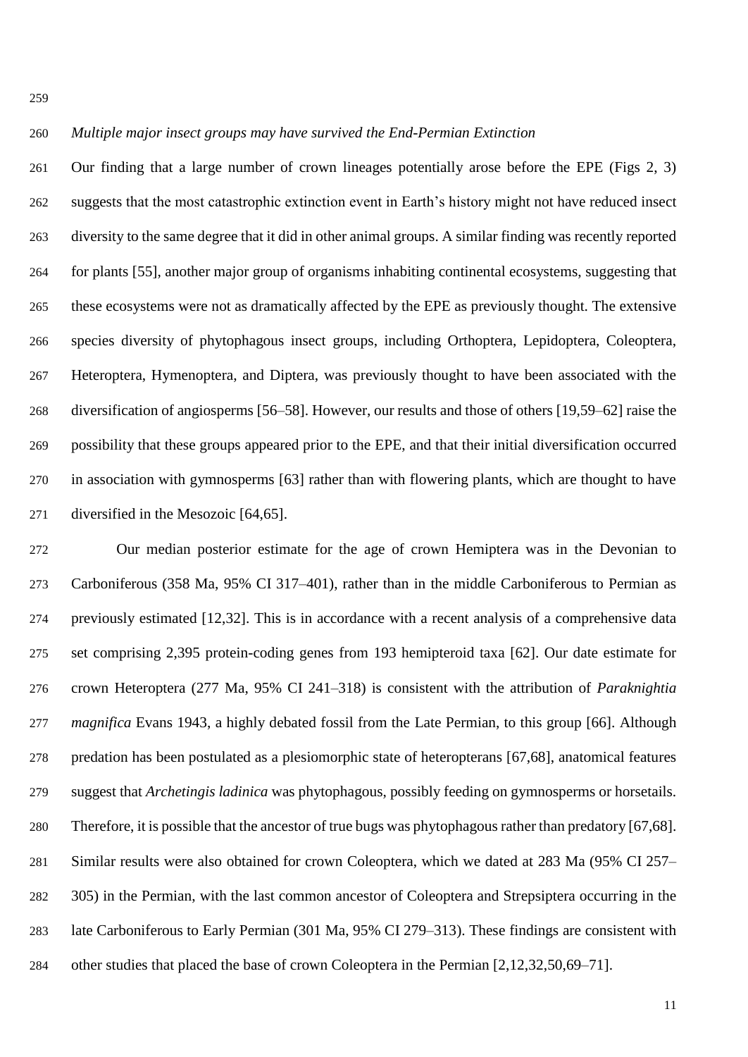*Multiple major insect groups may have survived the End-Permian Extinction*

Our finding that a large number of crown lineages potentially arose before the EPE (Figs 2, 3) suggests that the most catastrophic extinction event in Earth's history might not have reduced insect diversity to the same degree that it did in other animal groups. A similar finding was recently reported for plants [55], another major group of organisms inhabiting continental ecosystems, suggesting that these ecosystems were not as dramatically affected by the EPE as previously thought. The extensive species diversity of phytophagous insect groups, including Orthoptera, Lepidoptera, Coleoptera, Heteroptera, Hymenoptera, and Diptera, was previously thought to have been associated with the diversification of angiosperms [56–58]. However, our results and those of others [19,59–62] raise the possibility that these groups appeared prior to the EPE, and that their initial diversification occurred in association with gymnosperms [63] rather than with flowering plants, which are thought to have diversified in the Mesozoic [64,65].

Our median posterior estimate for the age of crown Hemiptera was in the Devonian to Carboniferous (358 Ma, 95% CI 317–401), rather than in the middle Carboniferous to Permian as previously estimated [12,32]. This is in accordance with a recent analysis of a comprehensive data set comprising 2,395 protein-coding genes from 193 hemipteroid taxa [62]. Our date estimate for crown Heteroptera (277 Ma, 95% CI 241–318) is consistent with the attribution of *Paraknightia magnifica* Evans 1943, a highly debated fossil from the Late Permian, to this group [66]. Although predation has been postulated as a plesiomorphic state of heteropterans [67,68], anatomical features suggest that *Archetingis ladinica* was phytophagous, possibly feeding on gymnosperms or horsetails. Therefore, it is possible that the ancestor of true bugs was phytophagous rather than predatory [67,68]. Similar results were also obtained for crown Coleoptera, which we dated at 283 Ma (95% CI 257–305) in the Permian, with the last common ancestor of Coleoptera and Strepsiptera occurring in the late Carboniferous to Early Permian (301 Ma, 95% CI 279–313). These findings are consistent with other studies that placed the base of crown Coleoptera in the Permian [2,12,32,50,69–71].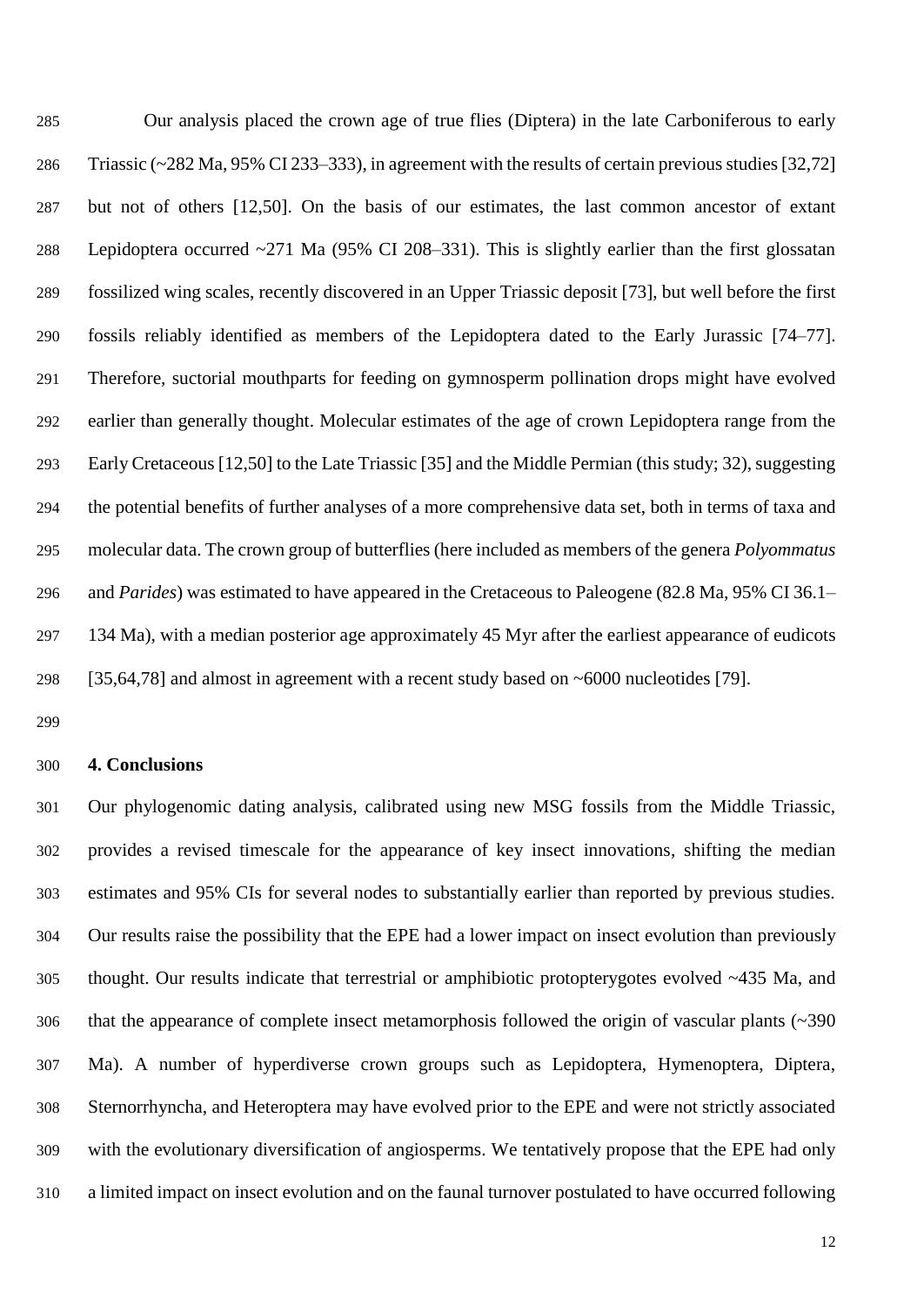Our analysis placed the crown age of true flies (Diptera) in the late Carboniferous to early Triassic (~282 Ma, 95% CI 233–333), in agreement with the results of certain previous studies [32,72] but not of others [12,50]. On the basis of our estimates, the last common ancestor of extant Lepidoptera occurred ~271 Ma (95% CI 208–331). This is slightly earlier than the first glossatan fossilized wing scales, recently discovered in an Upper Triassic deposit [73], but well before the first fossils reliably identified as members of the Lepidoptera dated to the Early Jurassic [74–77]. Therefore, suctorial mouthparts for feeding on gymnosperm pollination drops might have evolved earlier than generally thought. Molecular estimates of the age of crown Lepidoptera range from the Early Cretaceous [12,50] to the Late Triassic [35] and the Middle Permian (this study; 32), suggesting the potential benefits of further analyses of a more comprehensive data set, both in terms of taxa and molecular data. The crown group of butterflies (here included as members of the genera *Polyommatus* and *Parides*) was estimated to have appeared in the Cretaceous to Paleogene (82.8 Ma, 95% CI 36.1–134 Ma), with a median posterior age approximately 45 Myr after the earliest appearance of eudicots [35,64,78] and almost in agreement with a recent study based on ~6000 nucleotides [79].

## 4. Conclusions

Our phylogenomic dating analysis, calibrated using new MSG fossils from the Middle Triassic, provides a revised timescale for the appearance of key insect innovations, shifting the median estimates and 95% CIs for several nodes to substantially earlier than reported by previous studies. Our results raise the possibility that the EPE had a lower impact on insect evolution than previously thought. Our results indicate that terrestrial or amphibiotic protopterygotes evolved ~435 Ma, and that the appearance of complete insect metamorphosis followed the origin of vascular plants (~390 Ma). A number of hyperdiverse crown groups such as Lepidoptera, Hymenoptera, Diptera, Sternorrhyncha, and Heteroptera may have evolved prior to the EPE and were not strictly associated with the evolutionary diversification of angiosperms. We tentatively propose that the EPE had only a limited impact on insect evolution and on the faunal turnover postulated to have occurred following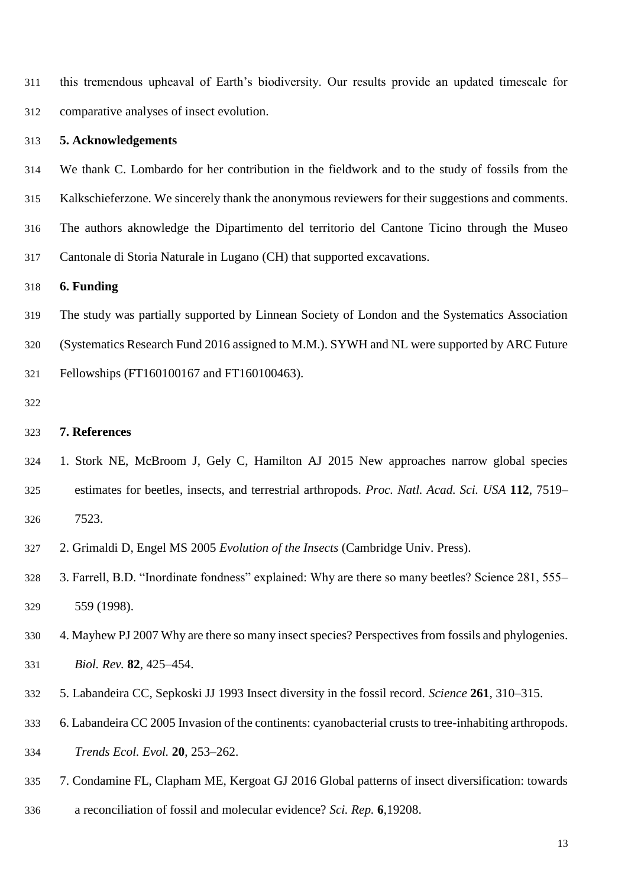this tremendous upheaval of Earth's biodiversity. Our results provide an updated timescale for comparative analyses of insect evolution.

## 5. Acknowledgements

We thank C. Lombardo for her contribution in the fieldwork and to the study of fossils from the Kalkschieferzone. We sincerely thank the anonymous reviewers for their suggestions and comments. The authors aknowledge the Dipartimento del territorio del Cantone Ticino through the Museo Cantonale di Storia Naturale in Lugano (CH) that supported excavations.

## 6. Funding

The study was partially supported by Linnean Society of London and the Systematics Association (Systematics Research Fund 2016 assigned to M.M.). SYWH and NL were supported by ARC Future Fellowships (FT160100167 and FT160100463).

## 7. References

1. Stork NE, McBroom J, Gely C, Hamilton AJ 2015 New approaches narrow global species estimates for beetles, insects, and terrestrial arthropods. *Proc. Natl. Acad. Sci. USA* **112**, 7519–7523.
2. Grimaldi D, Engel MS 2005 *Evolution of the Insects* (Cambridge Univ. Press).
3. Farrell, B.D. "Inordinate fondness" explained: Why are there so many beetles? Science 281, 555–559 (1998).
4. Mayhew PJ 2007 Why are there so many insect species? Perspectives from fossils and phylogenies. *Biol. Rev.* **82**, 425–454.
5. Labandeira CC, Sepkoski JJ 1993 Insect diversity in the fossil record. *Science* **261**, 310–315.
6. Labandeira CC 2005 Invasion of the continents: cyanobacterial crusts to tree-inhabiting arthropods. *Trends Ecol. Evol.* **20**, 253–262.
7. Condamine FL, Clapham ME, Kergoat GJ 2016 Global patterns of insect diversification: towards a reconciliation of fossil and molecular evidence? *Sci. Rep.* **6**,19208.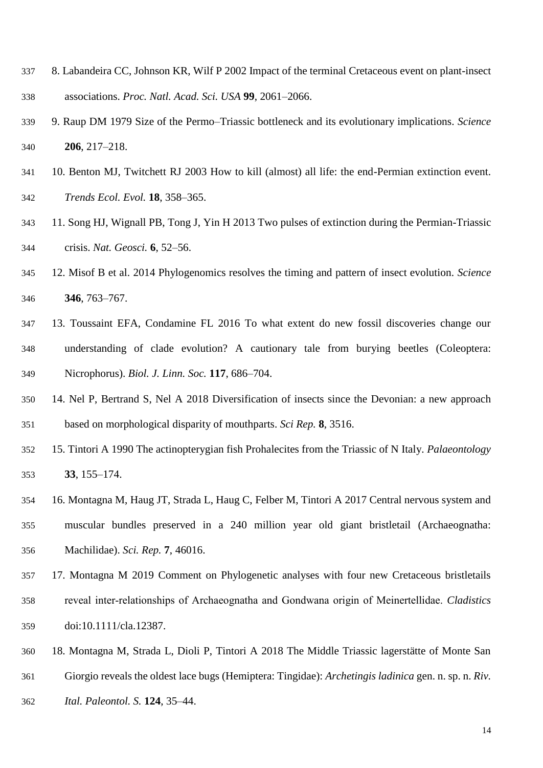8. Labandeira CC, Johnson KR, Wilf P 2002 Impact of the terminal Cretaceous event on plant-insect associations. *Proc. Natl. Acad. Sci. USA* **99**, 2061–2066.

9. Raup DM 1979 Size of the Permo–Triassic bottleneck and its evolutionary implications. *Science* **206**, 217–218.

10. Benton MJ, Twitchett RJ 2003 How to kill (almost) all life: the end-Permian extinction event. *Trends Ecol. Evol.* **18**, 358–365.

11. Song HJ, Wignall PB, Tong J, Yin H 2013 Two pulses of extinction during the Permian-Triassic crisis. *Nat. Geosci.* **6**, 52–56.

12. Misof B et al. 2014 Phylogenomics resolves the timing and pattern of insect evolution. *Science* **346**, 763–767.

13. Toussaint EFA, Condamine FL 2016 To what extent do new fossil discoveries change our understanding of clade evolution? A cautionary tale from burying beetles (Coleoptera: Nicrophorus). *Biol. J. Linn. Soc.* **117**, 686–704.

14. Nel P, Bertrand S, Nel A 2018 Diversification of insects since the Devonian: a new approach based on morphological disparity of mouthparts. *Sci Rep.* **8**, 3516.

15. Tintori A 1990 The actinopterygian fish Prohalecites from the Triassic of N Italy. *Palaeontology* **33**, 155–174.

16. Montagna M, Haug JT, Strada L, Haug C, Felber M, Tintori A 2017 Central nervous system and muscular bundles preserved in a 240 million year old giant bristletail (Archaeognatha: Machilidae). *Sci. Rep.* **7**, 46016.

17. Montagna M 2019 Comment on Phylogenetic analyses with four new Cretaceous bristletails reveal inter-relationships of Archaeognatha and Gondwana origin of Meinertellidae. *Cladistics* doi:10.1111/cla.12387.

18. Montagna M, Strada L, Dioli P, Tintori A 2018 The Middle Triassic lagerstätte of Monte San Giorgio reveals the oldest lace bugs (Hemiptera: Tingidae): *Archetingis ladinica* gen. n. sp. n. *Riv. Ital. Paleontol. S.* **124**, 35–44.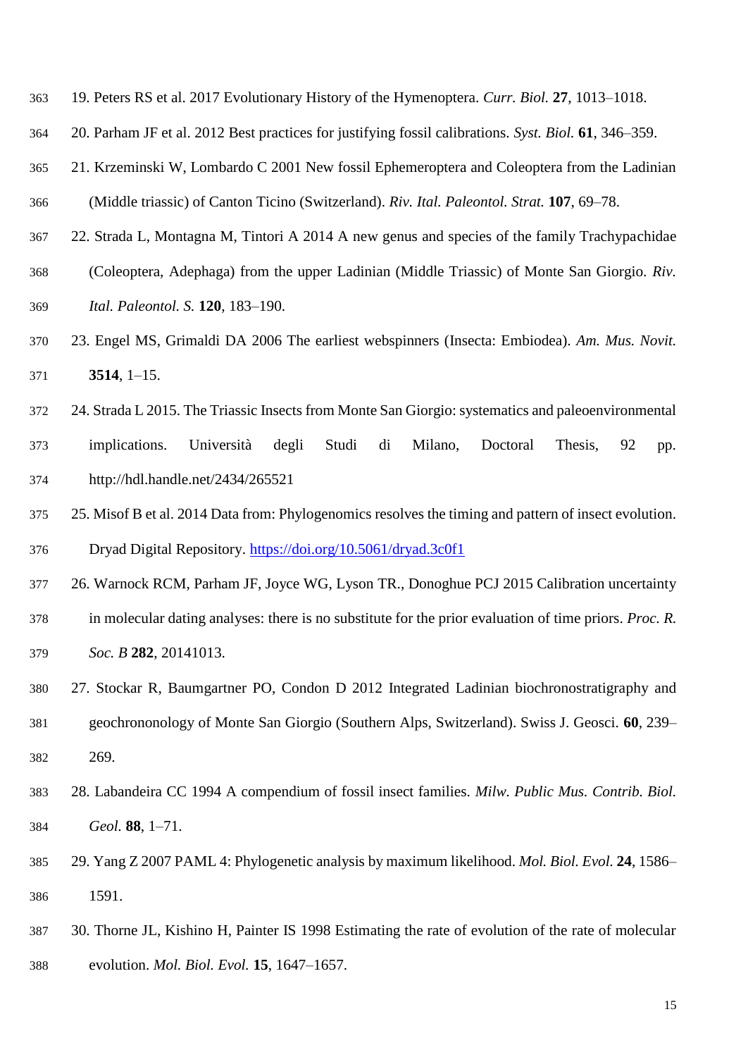19. Peters RS et al. 2017 Evolutionary History of the Hymenoptera. *Curr. Biol.* **27**, 1013–1018.

20. Parham JF et al. 2012 Best practices for justifying fossil calibrations. *Syst. Biol.* **61**, 346–359.

21. Krzeminski W, Lombardo C 2001 New fossil Ephemeroptera and Coleoptera from the Ladinian (Middle triassic) of Canton Ticino (Switzerland). *Riv. Ital. Paleontol. Strat.* **107**, 69–78.

22. Strada L, Montagna M, Tintori A 2014 A new genus and species of the family Trachypachidae (Coleoptera, Adephaga) from the upper Ladinian (Middle Triassic) of Monte San Giorgio. *Riv. Ital. Paleontol. S.* **120**, 183–190.

23. Engel MS, Grimaldi DA 2006 The earliest webspinners (Insecta: Embiodea). *Am. Mus. Novit.* **3514**, 1–15.

24. Strada L 2015. The Triassic Insects from Monte San Giorgio: systematics and paleoenvironmental implications. Università degli Studi di Milano, Doctoral Thesis, 92 pp. http://hdl.handle.net/2434/265521

25. Misof B et al. 2014 Data from: Phylogenomics resolves the timing and pattern of insect evolution. Dryad Digital Repository. https://doi.org/10.5061/dryad.3c0f1

26. Warnock RCM, Parham JF, Joyce WG, Lyson TR., Donoghue PCJ 2015 Calibration uncertainty in molecular dating analyses: there is no substitute for the prior evaluation of time priors. *Proc. R. Soc. B* **282**, 20141013.

27. Stockar R, Baumgartner PO, Condon D 2012 Integrated Ladinian biochronostratigraphy and geochrononology of Monte San Giorgio (Southern Alps, Switzerland). Swiss J. Geosci. **60**, 239–269.

28. Labandeira CC 1994 A compendium of fossil insect families. *Milw. Public Mus. Contrib. Biol. Geol.* **88**, 1–71.

29. Yang Z 2007 PAML 4: Phylogenetic analysis by maximum likelihood. *Mol. Biol. Evol.* **24**, 1586–1591.

30. Thorne JL, Kishino H, Painter IS 1998 Estimating the rate of evolution of the rate of molecular evolution. *Mol. Biol. Evol.* **15**, 1647–1657.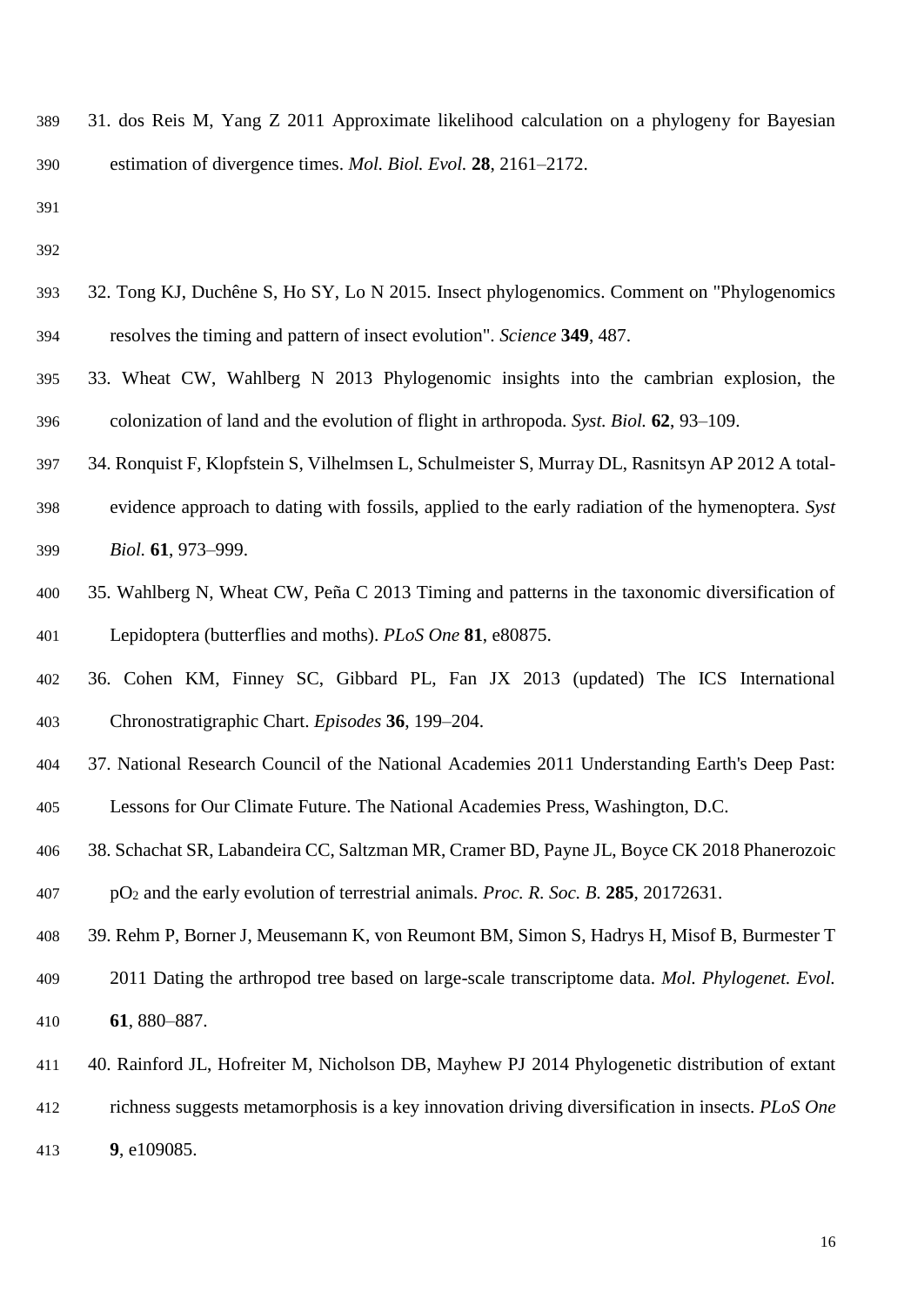31. dos Reis M, Yang Z 2011 Approximate likelihood calculation on a phylogeny for Bayesian estimation of divergence times. *Mol. Biol. Evol.* **28**, 2161–2172.

32. Tong KJ, Duchêne S, Ho SY, Lo N 2015. Insect phylogenomics. Comment on "Phylogenomics resolves the timing and pattern of insect evolution". *Science* **349**, 487.

33. Wheat CW, Wahlberg N 2013 Phylogenomic insights into the cambrian explosion, the colonization of land and the evolution of flight in arthropoda. *Syst. Biol.* **62**, 93–109.

34. Ronquist F, Klopfstein S, Vilhelmsen L, Schulmeister S, Murray DL, Rasnitsyn AP 2012 A total-evidence approach to dating with fossils, applied to the early radiation of the hymenoptera. *Syst Biol.* **61**, 973–999.

35. Wahlberg N, Wheat CW, Peña C 2013 Timing and patterns in the taxonomic diversification of Lepidoptera (butterflies and moths). *PLoS One* **81**, e80875.

36. Cohen KM, Finney SC, Gibbard PL, Fan JX 2013 (updated) The ICS International Chronostratigraphic Chart. *Episodes* **36**, 199–204.

37. National Research Council of the National Academies 2011 Understanding Earth's Deep Past: Lessons for Our Climate Future. The National Academies Press, Washington, D.C.

38. Schachat SR, Labandeira CC, Saltzman MR, Cramer BD, Payne JL, Boyce CK 2018 Phanerozoic $pO_2$ and the early evolution of terrestrial animals. *Proc. R. Soc. B.* **285**, 20172631.

39. Rehm P, Borner J, Meusemann K, von Reumont BM, Simon S, Hadrys H, Misof B, Burmester T 2011 Dating the arthropod tree based on large-scale transcriptome data. *Mol. Phylogenet. Evol.* **61**, 880–887.

40. Rainford JL, Hofreiter M, Nicholson DB, Mayhew PJ 2014 Phylogenetic distribution of extant richness suggests metamorphosis is a key innovation driving diversification in insects. *PLoS One* **9**, e109085.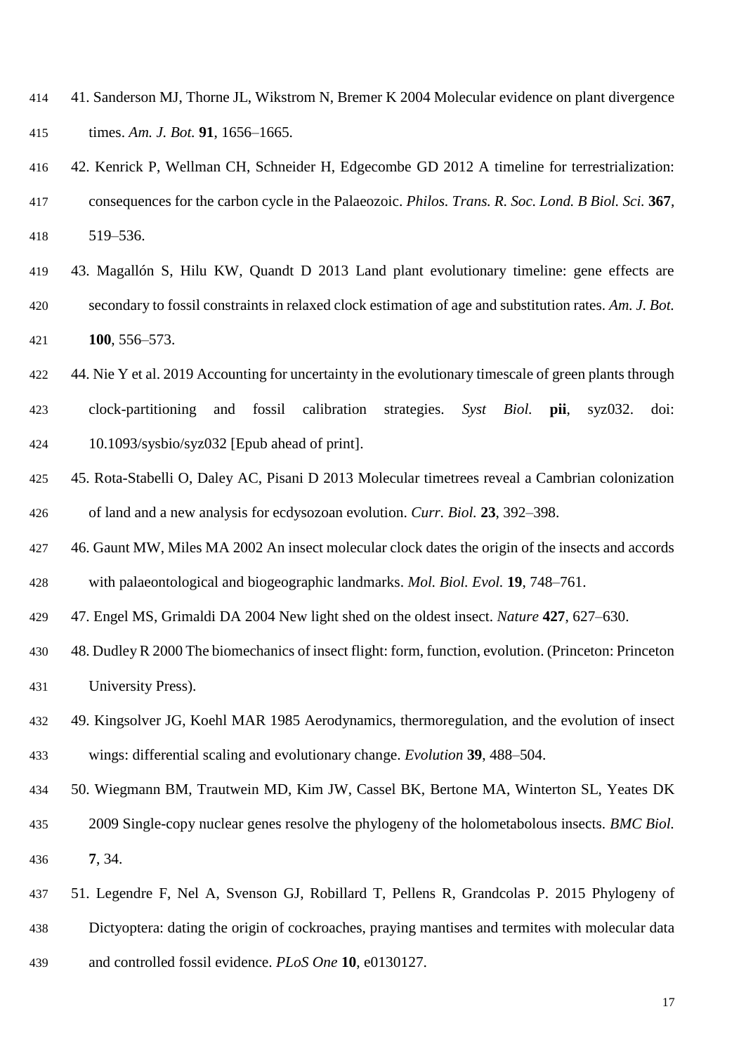41. Sanderson MJ, Thorne JL, Wikstrom N, Bremer K 2004 Molecular evidence on plant divergence times. *Am. J. Bot.* **91**, 1656–1665.

42. Kenrick P, Wellman CH, Schneider H, Edgecombe GD 2012 A timeline for terrestrialization: consequences for the carbon cycle in the Palaeozoic. *Philos. Trans. R. Soc. Lond. B Biol. Sci.* **367**, 519–536.

43. Magallón S, Hilu KW, Quandt D 2013 Land plant evolutionary timeline: gene effects are secondary to fossil constraints in relaxed clock estimation of age and substitution rates. *Am. J. Bot.* **100**, 556–573.

44. Nie Y et al. 2019 Accounting for uncertainty in the evolutionary timescale of green plants through clock-partitioning and fossil calibration strategies. *Syst Biol.* **pii**, syz032. doi: 10.1093/sysbio/syz032 [Epub ahead of print].

45. Rota-Stabelli O, Daley AC, Pisani D 2013 Molecular timetrees reveal a Cambrian colonization of land and a new analysis for ecdysozoan evolution. *Curr. Biol.* **23**, 392–398.

46. Gaunt MW, Miles MA 2002 An insect molecular clock dates the origin of the insects and accords with palaeontological and biogeographic landmarks. *Mol. Biol. Evol.* **19**, 748–761.

47. Engel MS, Grimaldi DA 2004 New light shed on the oldest insect. *Nature* **427**, 627–630.

48. Dudley R 2000 The biomechanics of insect flight: form, function, evolution. (Princeton: Princeton University Press).

49. Kingsolver JG, Koehl MAR 1985 Aerodynamics, thermoregulation, and the evolution of insect wings: differential scaling and evolutionary change. *Evolution* **39**, 488–504.

50. Wiegmann BM, Trautwein MD, Kim JW, Cassel BK, Bertone MA, Winterton SL, Yeates DK 2009 Single-copy nuclear genes resolve the phylogeny of the holometabolous insects. *BMC Biol.* **7**, 34.

51. Legendre F, Nel A, Svenson GJ, Robillard T, Pellens R, Grandcolas P. 2015 Phylogeny of Dictyoptera: dating the origin of cockroaches, praying mantises and termites with molecular data and controlled fossil evidence. *PLoS One* **10**, e0130127.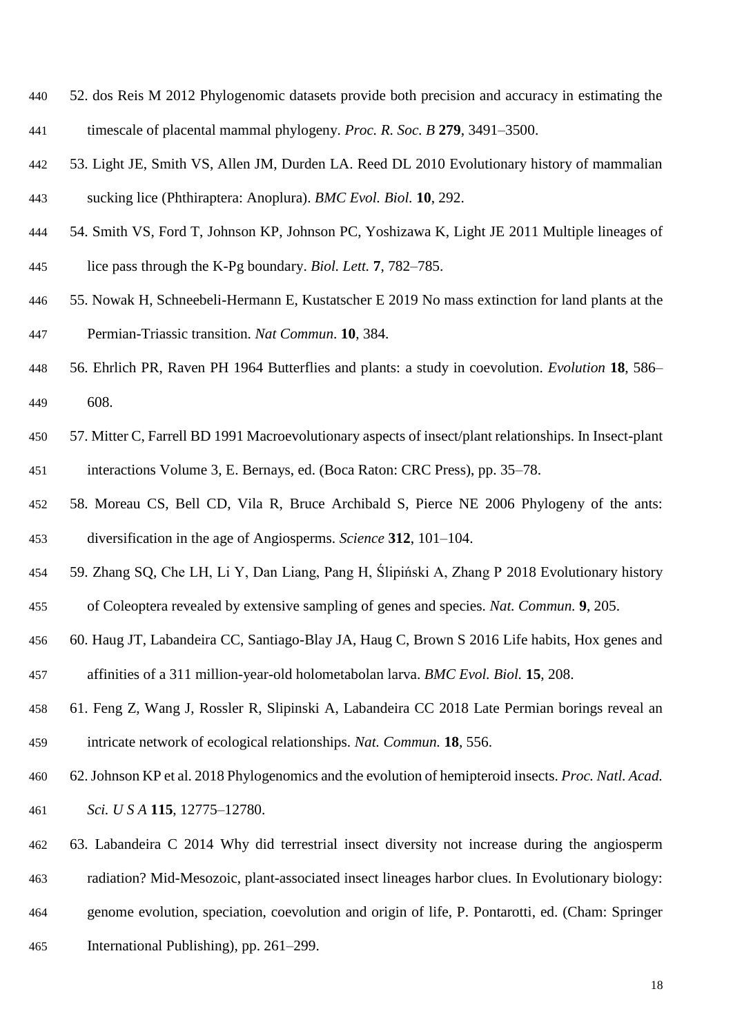52. dos Reis M 2012 Phylogenomic datasets provide both precision and accuracy in estimating the timescale of placental mammal phylogeny. *Proc. R. Soc. B* **279**, 3491–3500.

53. Light JE, Smith VS, Allen JM, Durden LA. Reed DL 2010 Evolutionary history of mammalian sucking lice (Phthiraptera: Anoplura). *BMC Evol. Biol.* **10**, 292.

54. Smith VS, Ford T, Johnson KP, Johnson PC, Yoshizawa K, Light JE 2011 Multiple lineages of lice pass through the K-Pg boundary. *Biol. Lett.* **7**, 782–785.

55. Nowak H, Schneebeli-Hermann E, Kustatscher E 2019 No mass extinction for land plants at the Permian-Triassic transition. *Nat Commun*. **10**, 384.

56. Ehrlich PR, Raven PH 1964 Butterflies and plants: a study in coevolution. *Evolution* **18**, 586–608.

57. Mitter C, Farrell BD 1991 Macroevolutionary aspects of insect/plant relationships. In Insect-plant interactions Volume 3, E. Bernays, ed. (Boca Raton: CRC Press), pp. 35–78.

58. Moreau CS, Bell CD, Vila R, Bruce Archibald S, Pierce NE 2006 Phylogeny of the ants: diversification in the age of Angiosperms. *Science* **312**, 101–104.

59. Zhang SQ, Che LH, Li Y, Dan Liang, Pang H, Ślipiński A, Zhang P 2018 Evolutionary history of Coleoptera revealed by extensive sampling of genes and species. *Nat. Commun.* **9**, 205.

60. Haug JT, Labandeira CC, Santiago-Blay JA, Haug C, Brown S 2016 Life habits, Hox genes and affinities of a 311 million-year-old holometabolan larva. *BMC Evol. Biol.* **15**, 208.

61. Feng Z, Wang J, Rossler R, Slipinski A, Labandeira CC 2018 Late Permian borings reveal an intricate network of ecological relationships. *Nat. Commun.* **18**, 556.

62. Johnson KP et al. 2018 Phylogenomics and the evolution of hemipteroid insects. *Proc. Natl. Acad. Sci. U S A* **115**, 12775–12780.

63. Labandeira C 2014 Why did terrestrial insect diversity not increase during the angiosperm radiation? Mid-Mesozoic, plant-associated insect lineages harbor clues. In Evolutionary biology: genome evolution, speciation, coevolution and origin of life, P. Pontarotti, ed. (Cham: Springer International Publishing), pp. 261–299.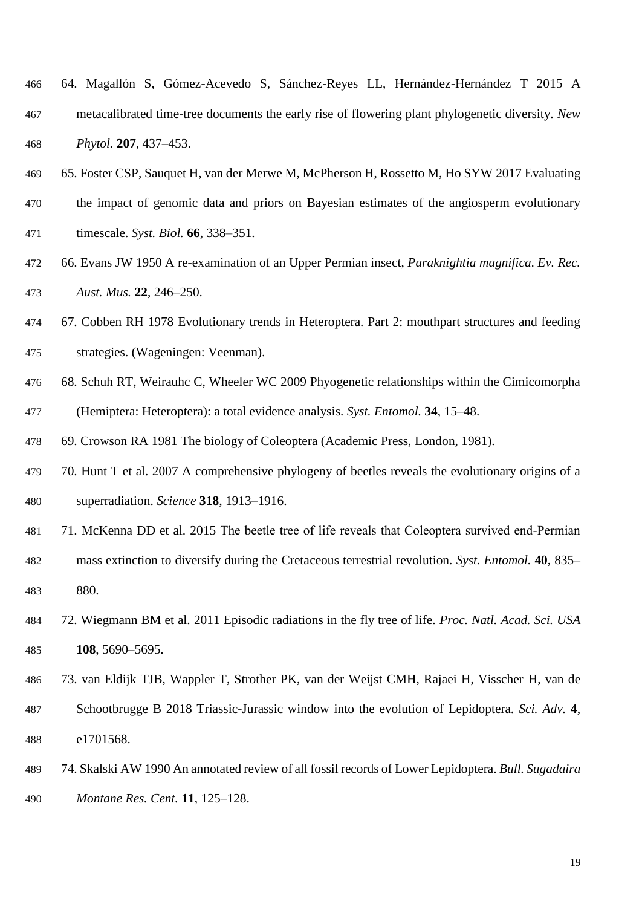64. Magallón S, Gómez-Acevedo S, Sánchez-Reyes LL, Hernández-Hernández T 2015 A metacalibrated time-tree documents the early rise of flowering plant phylogenetic diversity. *New Phytol.* **207**, 437–453.

65. Foster CSP, Sauquet H, van der Merwe M, McPherson H, Rossetto M, Ho SYW 2017 Evaluating the impact of genomic data and priors on Bayesian estimates of the angiosperm evolutionary timescale. *Syst. Biol.* **66**, 338–351.

66. Evans JW 1950 A re-examination of an Upper Permian insect, *Paraknightia magnifica*. *Ev. Rec. Aust. Mus.* **22**, 246–250.

67. Cobben RH 1978 Evolutionary trends in Heteroptera. Part 2: mouthpart structures and feeding strategies. (Wageningen: Veenman).

68. Schuh RT, Weirauhc C, Wheeler WC 2009 Phyogenetic relationships within the Cimicomorpha (Hemiptera: Heteroptera): a total evidence analysis. *Syst. Entomol.* **34**, 15–48.

69. Crowson RA 1981 The biology of Coleoptera (Academic Press, London, 1981).

70. Hunt T et al. 2007 A comprehensive phylogeny of beetles reveals the evolutionary origins of a superradiation. *Science* **318**, 1913–1916.

71. McKenna DD et al. 2015 The beetle tree of life reveals that Coleoptera survived end-Permian mass extinction to diversify during the Cretaceous terrestrial revolution. *Syst. Entomol.* **40**, 835–880.

72. Wiegmann BM et al. 2011 Episodic radiations in the fly tree of life. *Proc. Natl. Acad. Sci. USA* **108**, 5690–5695.

73. van Eldijk TJB, Wappler T, Strother PK, van der Weijst CMH, Rajaei H, Visscher H, van de Schootbrugge B 2018 Triassic-Jurassic window into the evolution of Lepidoptera. *Sci. Adv.* **4**, e1701568.

74. Skalski AW 1990 An annotated review of all fossil records of Lower Lepidoptera. *Bull. Sugadaira Montane Res. Cent.* **11**, 125–128.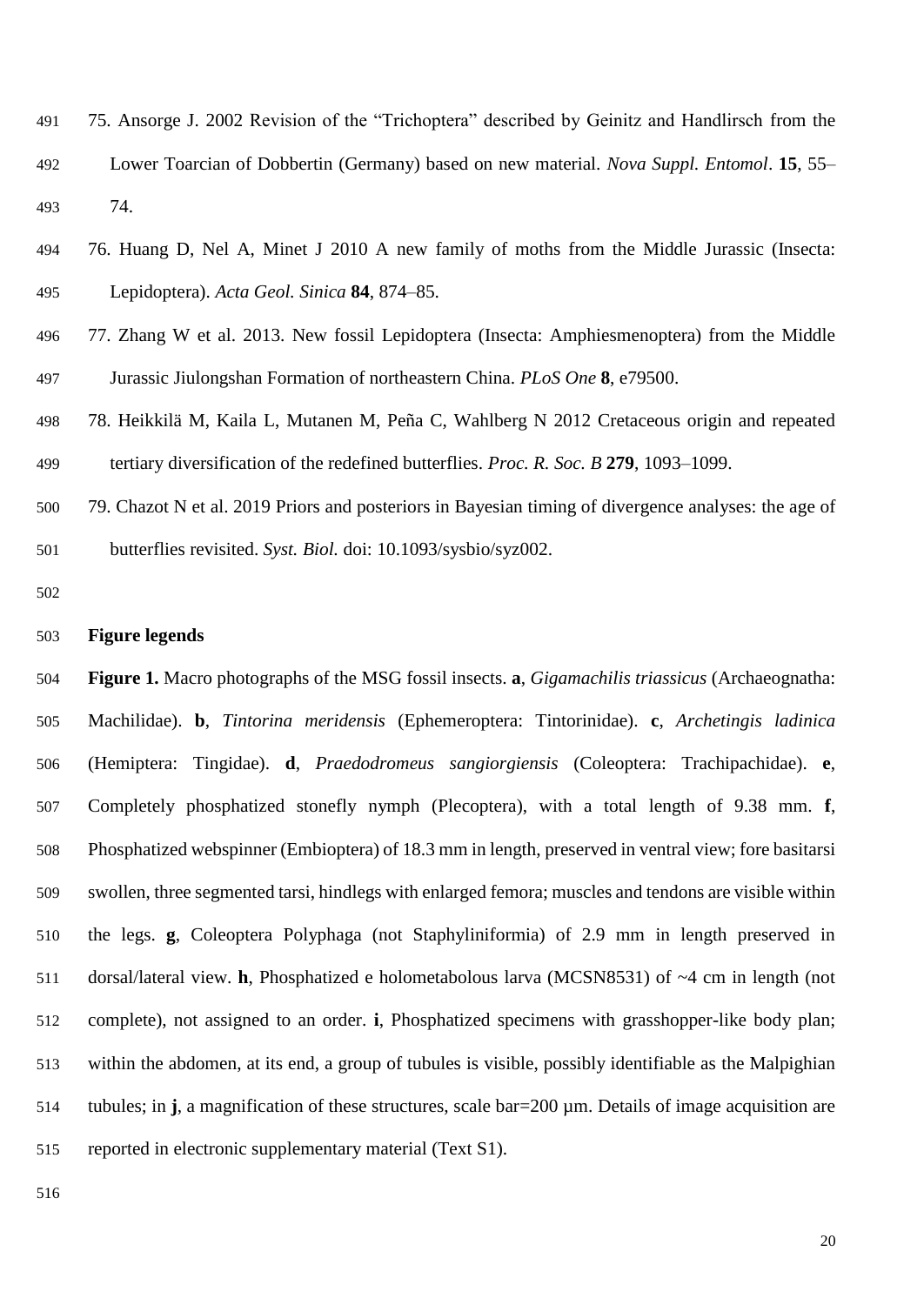75. Ansorge J. 2002 Revision of the "Trichoptera" described by Geinitz and Handlirsch from the Lower Toarcian of Dobbertin (Germany) based on new material. *Nova Suppl. Entomol*. **15**, 55–74.

76. Huang D, Nel A, Minet J 2010 A new family of moths from the Middle Jurassic (Insecta: Lepidoptera). *Acta Geol. Sinica* **84**, 874–85.

77. Zhang W et al. 2013. New fossil Lepidoptera (Insecta: Amphiesmenoptera) from the Middle Jurassic Jiulongshan Formation of northeastern China. *PLoS One* **8**, e79500.

78. Heikkilä M, Kaila L, Mutanen M, Peña C, Wahlberg N 2012 Cretaceous origin and repeated tertiary diversification of the redefined butterflies. *Proc. R. Soc. B* **279**, 1093–1099.

79. Chazot N et al. 2019 Priors and posteriors in Bayesian timing of divergence analyses: the age of butterflies revisited. *Syst. Biol.* doi: 10.1093/sysbio/syz002.

**Figure legends**

**Figure 1.** Macro photographs of the MSG fossil insects. **a**, *Gigamachilis triassicus* (Archaeognatha: Machilidae). **b**, *Tintorina meridensis* (Ephemeroptera: Tintorinidae). **c**, *Archetingis ladinica* (Hemiptera: Tingidae). **d**, *Praedodromeus sangiorgiensis* (Coleoptera: Trachipachidae). **e**, Completely phosphatized stonefly nymph (Plecoptera), with a total length of 9.38 mm. **f**, Phosphatized webspinner (Embioptera) of 18.3 mm in length, preserved in ventral view; fore basitarsi swollen, three segmented tarsi, hindlegs with enlarged femora; muscles and tendons are visible within the legs. **g**, Coleoptera Polyphaga (not Staphyliniformia) of 2.9 mm in length preserved in dorsal/lateral view. **h**, Phosphatized e holometabolous larva (MCSN8531) of ~4 cm in length (not complete), not assigned to an order. **i**, Phosphatized specimens with grasshopper-like body plan; within the abdomen, at its end, a group of tubules is visible, possibly identifiable as the Malpighian tubules; in **j**, a magnification of these structures, scale bar=200 μm. Details of image acquisition are reported in electronic supplementary material (Text S1).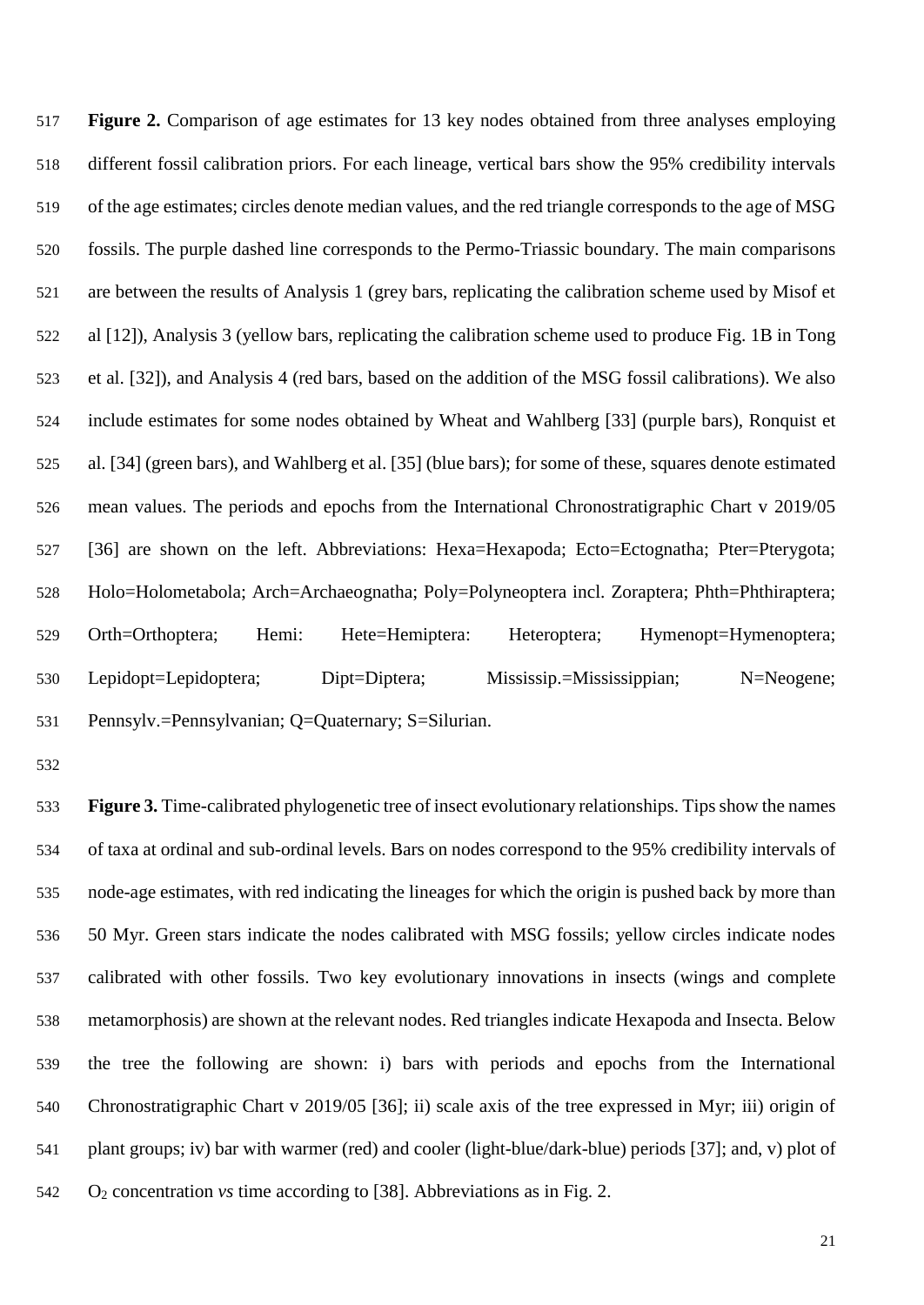**Figure 2.** Comparison of age estimates for 13 key nodes obtained from three analyses employing different fossil calibration priors. For each lineage, vertical bars show the 95% credibility intervals of the age estimates; circles denote median values, and the red triangle corresponds to the age of MSG fossils. The purple dashed line corresponds to the Permo-Triassic boundary. The main comparisons are between the results of Analysis 1 (grey bars, replicating the calibration scheme used by Misof et al [12]), Analysis 3 (yellow bars, replicating the calibration scheme used to produce Fig. 1B in Tong et al. [32]), and Analysis 4 (red bars, based on the addition of the MSG fossil calibrations). We also include estimates for some nodes obtained by Wheat and Wahlberg [33] (purple bars), Ronquist et al. [34] (green bars), and Wahlberg et al. [35] (blue bars); for some of these, squares denote estimated mean values. The periods and epochs from the International Chronostratigraphic Chart v 2019/05 [36] are shown on the left. Abbreviations: Hexa=Hexapoda; Ecto=Ectognatha; Pter=Pterygota; Holo=Holometabola; Arch=Archaeognatha; Poly=Polyneoptera incl. Zoraptera; Phth=Phthiraptera; Orth=Orthoptera; Hemi: Hete=Hemiptera: Heteroptera; Hymenopt=Hymenoptera; Lepidopt=Lepidoptera; Dipt=Diptera; Mississip.=Mississippian; N=Neogene; Pennsylv.=Pennsylvanian; Q=Quaternary; S=Silurian.

**Figure 3.** Time-calibrated phylogenetic tree of insect evolutionary relationships. Tips show the names of taxa at ordinal and sub-ordinal levels. Bars on nodes correspond to the 95% credibility intervals of node-age estimates, with red indicating the lineages for which the origin is pushed back by more than 50 Myr. Green stars indicate the nodes calibrated with MSG fossils; yellow circles indicate nodes calibrated with other fossils. Two key evolutionary innovations in insects (wings and complete metamorphosis) are shown at the relevant nodes. Red triangles indicate Hexapoda and Insecta. Below the tree the following are shown: i) bars with periods and epochs from the International Chronostratigraphic Chart v 2019/05 [36]; ii) scale axis of the tree expressed in Myr; iii) origin of plant groups; iv) bar with warmer (red) and cooler (light-blue/dark-blue) periods [37]; and, v) plot of $O_2$ concentration *vs* time according to [38]. Abbreviations as in Fig. 2.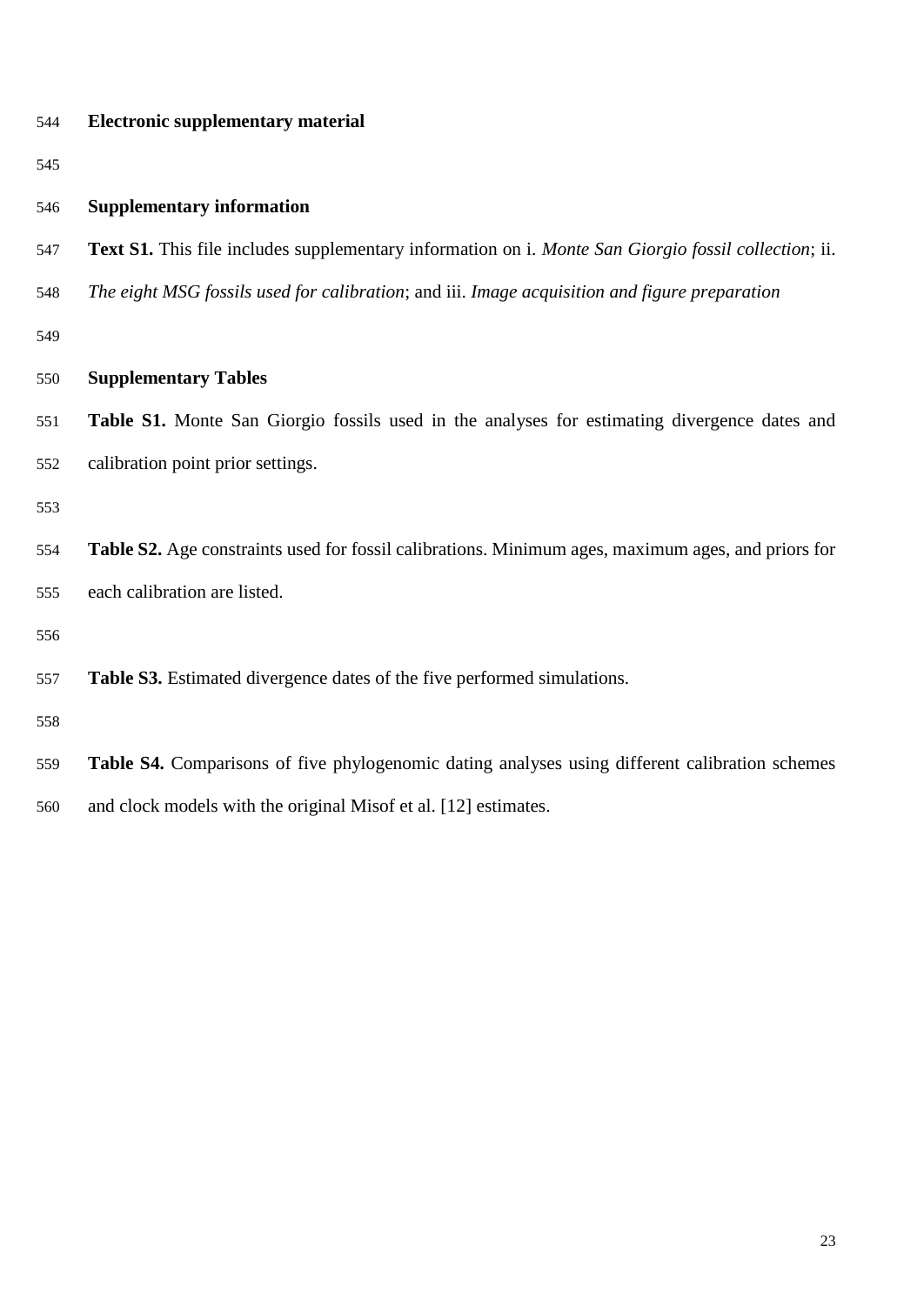## Electronic supplementary material

### Supplementary information

**Text S1.** This file includes supplementary information on i. *Monte San Giorgio fossil collection*; ii. *The eight MSG fossils used for calibration*; and iii. *Image acquisition and figure preparation*

### Supplementary Tables

**Table S1.** Monte San Giorgio fossils used in the analyses for estimating divergence dates and calibration point prior settings.

**Table S2.** Age constraints used for fossil calibrations. Minimum ages, maximum ages, and priors for each calibration are listed.

**Table S3.** Estimated divergence dates of the five performed simulations.

**Table S4.** Comparisons of five phylogenomic dating analyses using different calibration schemes and clock models with the original Misof et al. [12] estimates.